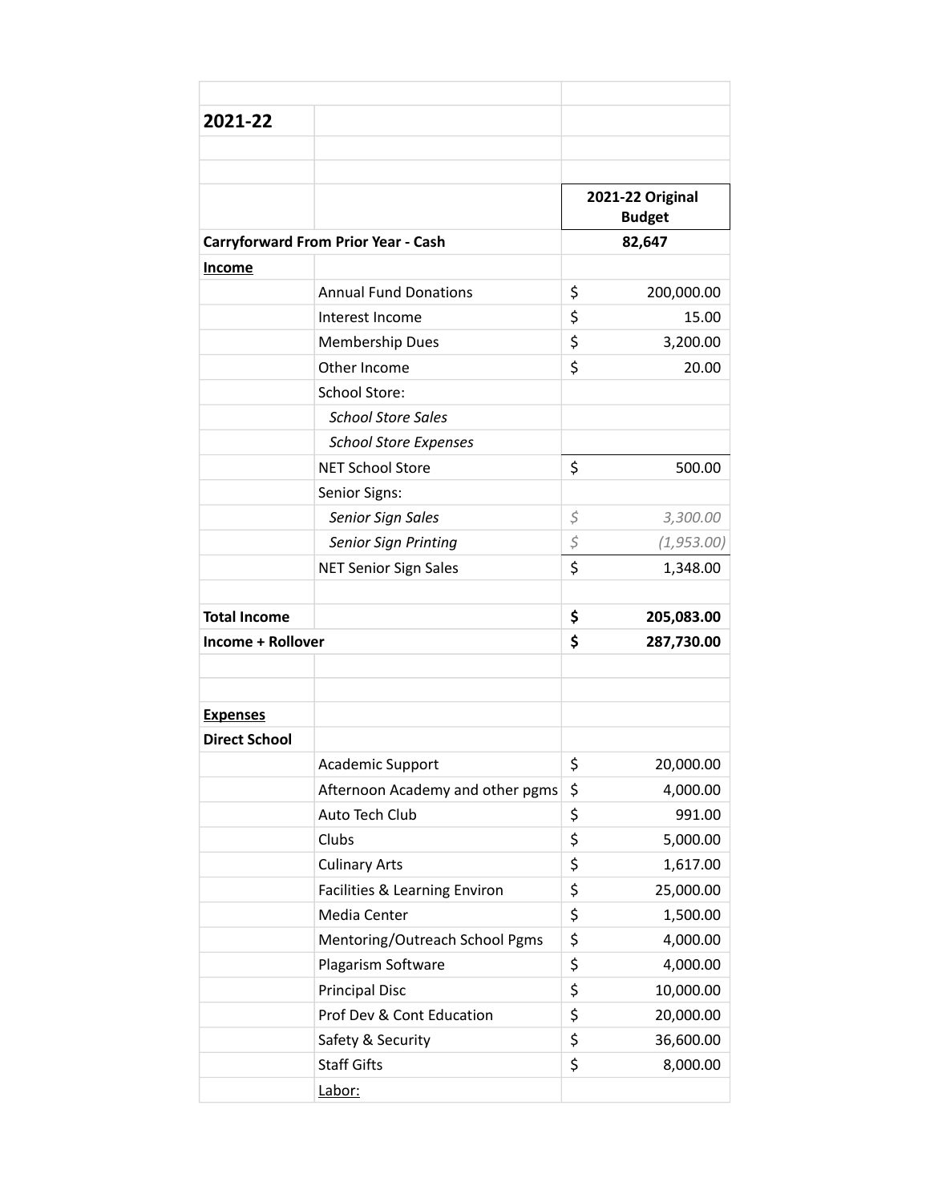## 2021-22

| | | 2021-22 Original Budget |
|---|---|---|
| **Carryforward From Prior Year - Cash** | | **82,647** |
| **Income** | | |
| | Annual Fund Donations | $ 200,000.00 |
| | Interest Income | $ 15.00 |
| | Membership Dues | $ 3,200.00 |
| | Other Income | $ 20.00 |
| | School Store: | |
| | *School Store Sales* | |
| | *School Store Expenses* | |
| | NET School Store | $ 500.00 |
| | Senior Signs: | |
| | *Senior Sign Sales* | *$ 3,300.00* |
| | *Senior Sign Printing* | *$ (1,953.00)* |
| | NET Senior Sign Sales | $ 1,348.00 |
| | | |
| **Total Income** | | **$ 205,083.00** |
| **Income + Rollover** | | **$ 287,730.00** |
| | | |
| | | |
| **Expenses** | | |
| **Direct School** | | |
| | Academic Support | $ 20,000.00 |
| | Afternoon Academy and other pgms | $ 4,000.00 |
| | Auto Tech Club | $ 991.00 |
| | Clubs | $ 5,000.00 |
| | Culinary Arts | $ 1,617.00 |
| | Facilities & Learning Environ | $ 25,000.00 |
| | Media Center | $ 1,500.00 |
| | Mentoring/Outreach School Pgms | $ 4,000.00 |
| | Plagarism Software | $ 4,000.00 |
| | Principal Disc | $ 10,000.00 |
| | Prof Dev & Cont Education | $ 20,000.00 |
| | Safety & Security | $ 36,600.00 |
| | Staff Gifts | $ 8,000.00 |
| | Labor: | |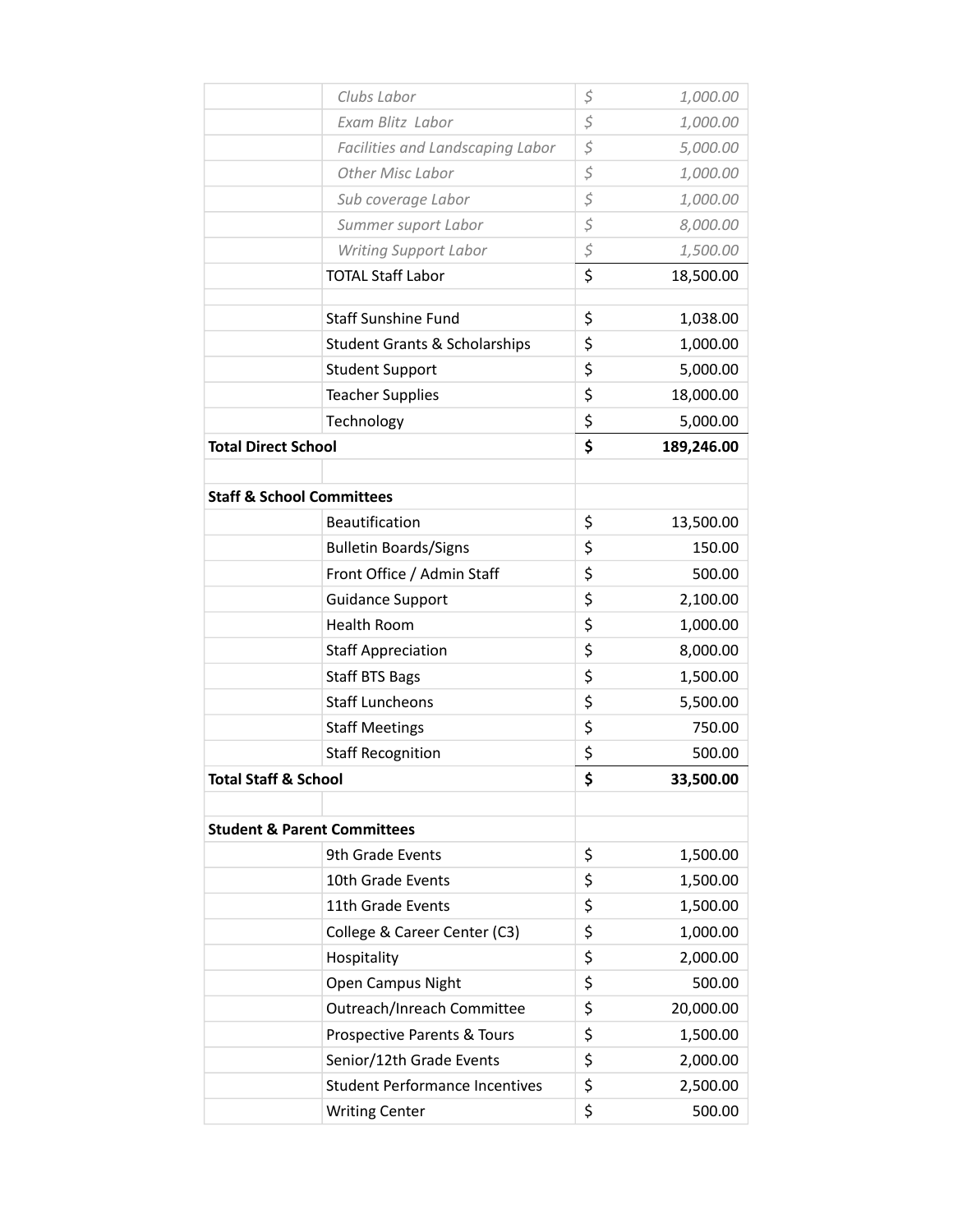| | | | |
|---|---|---|---|
| | *Clubs Labor* | *$* | *1,000.00* |
| | *Exam Blitz Labor* | *$* | *1,000.00* |
| | *Facilities and Landscaping Labor* | *$* | *5,000.00* |
| | *Other Misc Labor* | *$* | *1,000.00* |
| | *Sub coverage Labor* | *$* | *1,000.00* |
| | *Summer suport Labor* | *$* | *8,000.00* |
| | *Writing Support Labor* | *$* | *1,500.00* |
| | TOTAL Staff Labor | $ | 18,500.00 |
| | | | |
| | Staff Sunshine Fund | $ | 1,038.00 |
| | Student Grants & Scholarships | $ | 1,000.00 |
| | Student Support | $ | 5,000.00 |
| | Teacher Supplies | $ | 18,000.00 |
| | Technology | $ | 5,000.00 |
| **Total Direct School** | | **$** | **189,246.00** |
| | | | |
| **Staff & School Committees** | | | |
| | Beautification | $ | 13,500.00 |
| | Bulletin Boards/Signs | $ | 150.00 |
| | Front Office / Admin Staff | $ | 500.00 |
| | Guidance Support | $ | 2,100.00 |
| | Health Room | $ | 1,000.00 |
| | Staff Appreciation | $ | 8,000.00 |
| | Staff BTS Bags | $ | 1,500.00 |
| | Staff Luncheons | $ | 5,500.00 |
| | Staff Meetings | $ | 750.00 |
| | Staff Recognition | $ | 500.00 |
| **Total Staff & School** | | **$** | **33,500.00** |
| | | | |
| **Student & Parent Committees** | | | |
| | 9th Grade Events | $ | 1,500.00 |
| | 10th Grade Events | $ | 1,500.00 |
| | 11th Grade Events | $ | 1,500.00 |
| | College & Career Center (C3) | $ | 1,000.00 |
| | Hospitality | $ | 2,000.00 |
| | Open Campus Night | $ | 500.00 |
| | Outreach/Inreach Committee | $ | 20,000.00 |
| | Prospective Parents & Tours | $ | 1,500.00 |
| | Senior/12th Grade Events | $ | 2,000.00 |
| | Student Performance Incentives | $ | 2,500.00 |
| | Writing Center | $ | 500.00 |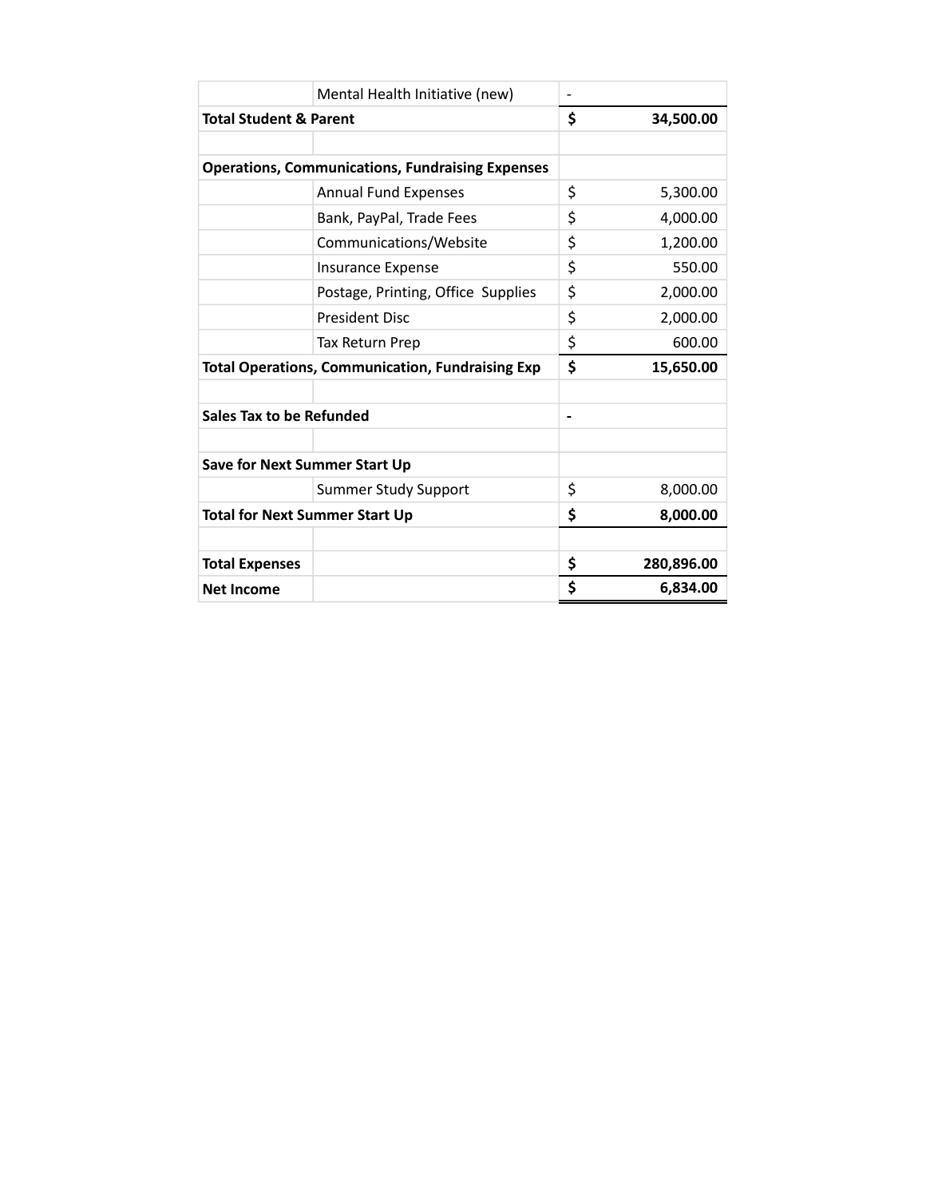| | | | |
|---|---|---|---|
| | Mental Health Initiative (new) | - | |
| **Total Student & Parent** | | **$** | **34,500.00** |
| | | | |
| **Operations, Communications, Fundraising Expenses** | | | |
| | Annual Fund Expenses | $ | 5,300.00 |
| | Bank, PayPal, Trade Fees | $ | 4,000.00 |
| | Communications/Website | $ | 1,200.00 |
| | Insurance Expense | $ | 550.00 |
| | Postage, Printing, Office Supplies | $ | 2,000.00 |
| | President Disc | $ | 2,000.00 |
| | Tax Return Prep | $ | 600.00 |
| **Total Operations, Communication, Fundraising Exp** | | **$** | **15,650.00** |
| | | | |
| **Sales Tax to be Refunded** | | **-** | |
| | | | |
| **Save for Next Summer Start Up** | | | |
| | Summer Study Support | $ | 8,000.00 |
| **Total for Next Summer Start Up** | | **$** | **8,000.00** |
| | | | |
| **Total Expenses** | | **$** | **280,896.00** |
| **Net Income** | | **$** | **6,834.00** |